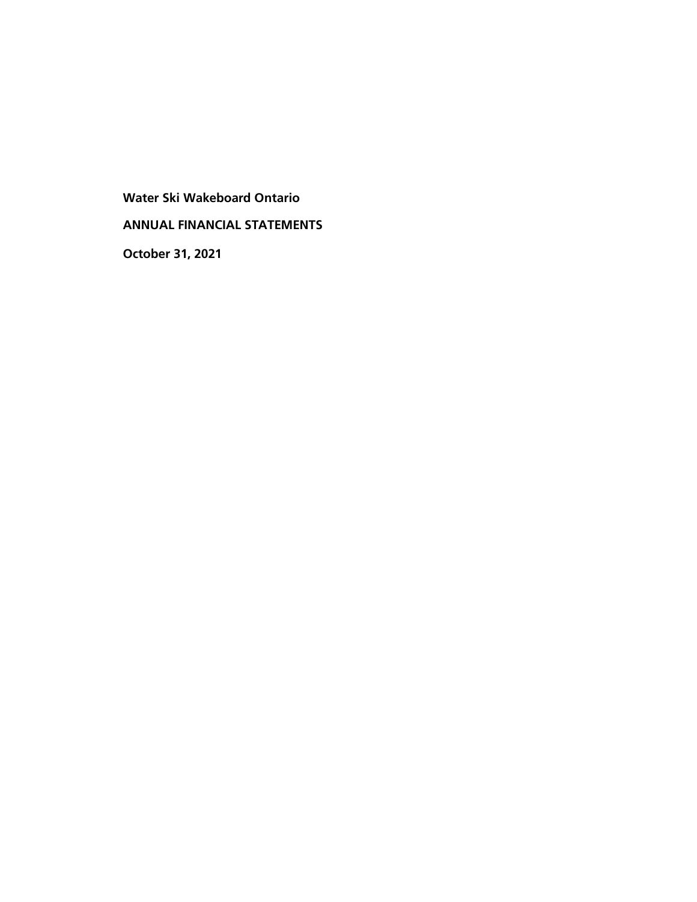**Water Ski Wakeboard Ontario**

**ANNUAL FINANCIAL STATEMENTS**

**October 31, 2021**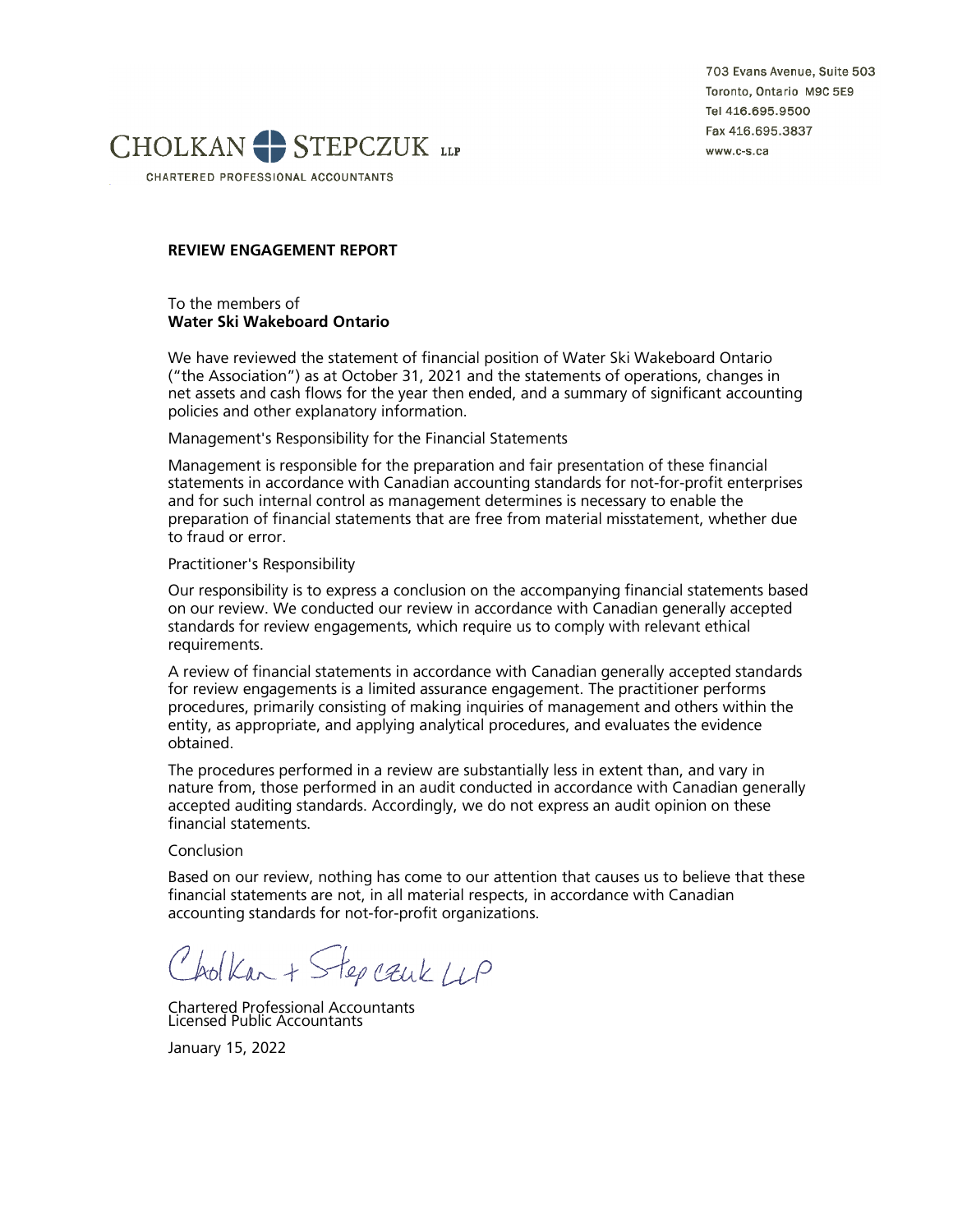703 Evans Avenue, Suite 503
Toronto, Ontario M9C 5E9
Tel 416.695.9500
Fax 416.695.3837
www.c-s.ca

CHOLKAN STEPCZUK LLP

CHARTERED PROFESSIONAL ACCOUNTANTS

**REVIEW ENGAGEMENT REPORT**

To the members of
**Water Ski Wakeboard Ontario**

We have reviewed the statement of financial position of Water Ski Wakeboard Ontario ("the Association") as at October 31, 2021 and the statements of operations, changes in net assets and cash flows for the year then ended, and a summary of significant accounting policies and other explanatory information.

Management's Responsibility for the Financial Statements

Management is responsible for the preparation and fair presentation of these financial statements in accordance with Canadian accounting standards for not-for-profit enterprises and for such internal control as management determines is necessary to enable the preparation of financial statements that are free from material misstatement, whether due to fraud or error.

Practitioner's Responsibility

Our responsibility is to express a conclusion on the accompanying financial statements based on our review. We conducted our review in accordance with Canadian generally accepted standards for review engagements, which require us to comply with relevant ethical requirements.

A review of financial statements in accordance with Canadian generally accepted standards for review engagements is a limited assurance engagement. The practitioner performs procedures, primarily consisting of making inquiries of management and others within the entity, as appropriate, and applying analytical procedures, and evaluates the evidence obtained.

The procedures performed in a review are substantially less in extent than, and vary in nature from, those performed in an audit conducted in accordance with Canadian generally accepted auditing standards. Accordingly, we do not express an audit opinion on these financial statements.

Conclusion

Based on our review, nothing has come to our attention that causes us to believe that these financial statements are not, in all material respects, in accordance with Canadian accounting standards for not-for-profit organizations.

Cholkan + Stepczuk LLP

Chartered Professional Accountants
Licensed Public Accountants

January 15, 2022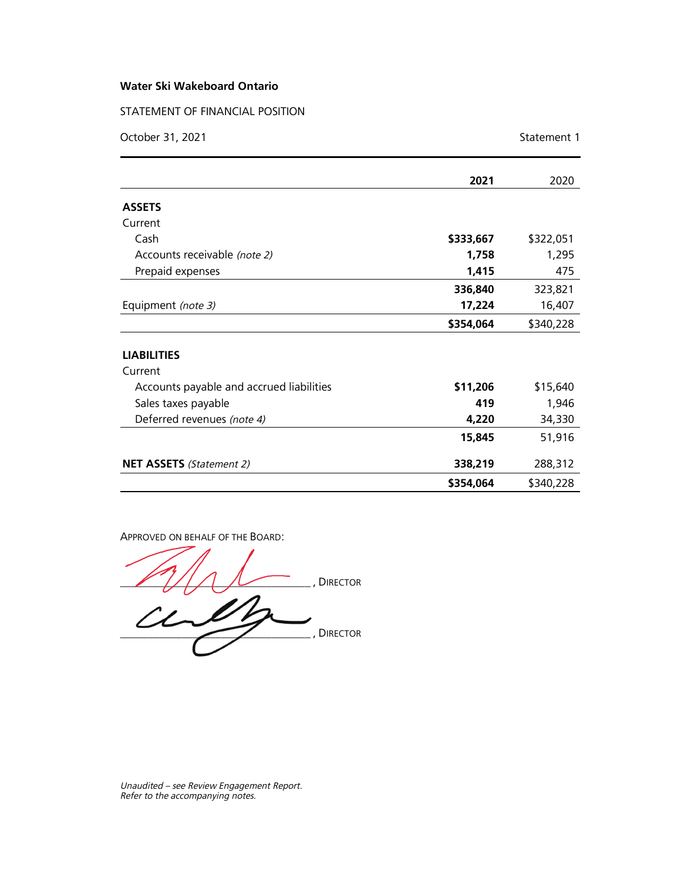**Water Ski Wakeboard Ontario**

STATEMENT OF FINANCIAL POSITION

October 31, 2021 — Statement 1

| | **2021** | 2020 |
|---|---|---|
| **ASSETS** | | |
| Current | | |
| Cash | **$333,667** | $322,051 |
| Accounts receivable *(note 2)* | **1,758** | 1,295 |
| Prepaid expenses | **1,415** | 475 |
| | **336,840** | 323,821 |
| Equipment *(note 3)* | **17,224** | 16,407 |
| | **$354,064** | $340,228 |
| **LIABILITIES** | | |
| Current | | |
| Accounts payable and accrued liabilities | **$11,206** | $15,640 |
| Sales taxes payable | **419** | 1,946 |
| Deferred revenues *(note 4)* | **4,220** | 34,330 |
| | **15,845** | 51,916 |
| **NET ASSETS** *(Statement 2)* | **338,219** | 288,312 |
| | **$354,064** | $340,228 |

APPROVED ON BEHALF OF THE BOARD:

_______________________________, DIRECTOR

_______________________________, DIRECTOR

*Unaudited – see Review Engagement Report.*
*Refer to the accompanying notes.*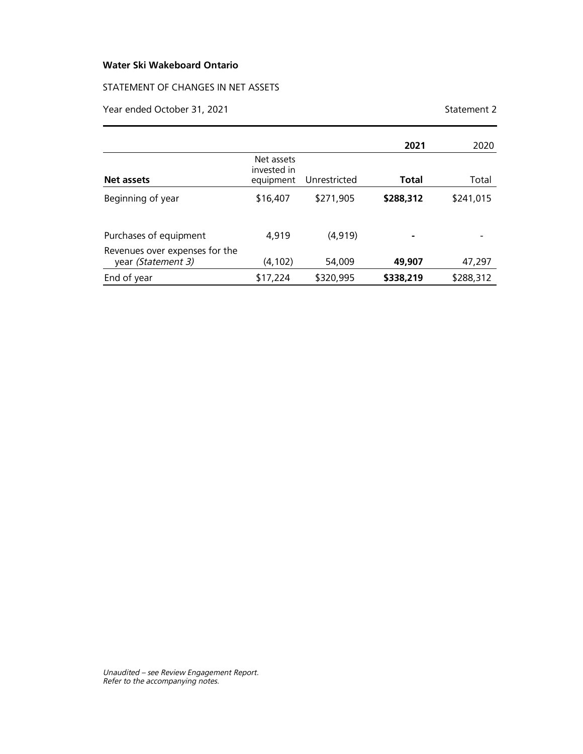**Water Ski Wakeboard Ontario**

STATEMENT OF CHANGES IN NET ASSETS

Year ended October 31, 2021 — Statement 2

| | | | **2021** | 2020 |
|---|---|---|---|---|
| **Net assets** | Net assets invested in equipment | Unrestricted | **Total** | Total |
| Beginning of year | $16,407 | $271,905 | **$288,312** | $241,015 |
| Purchases of equipment | 4,919 | (4,919) | **-** | - |
| Revenues over expenses for the year *(Statement 3)* | (4,102) | 54,009 | **49,907** | 47,297 |
| End of year | $17,224 | $320,995 | **$338,219** | $288,312 |

*Unaudited – see Review Engagement Report.*
*Refer to the accompanying notes.*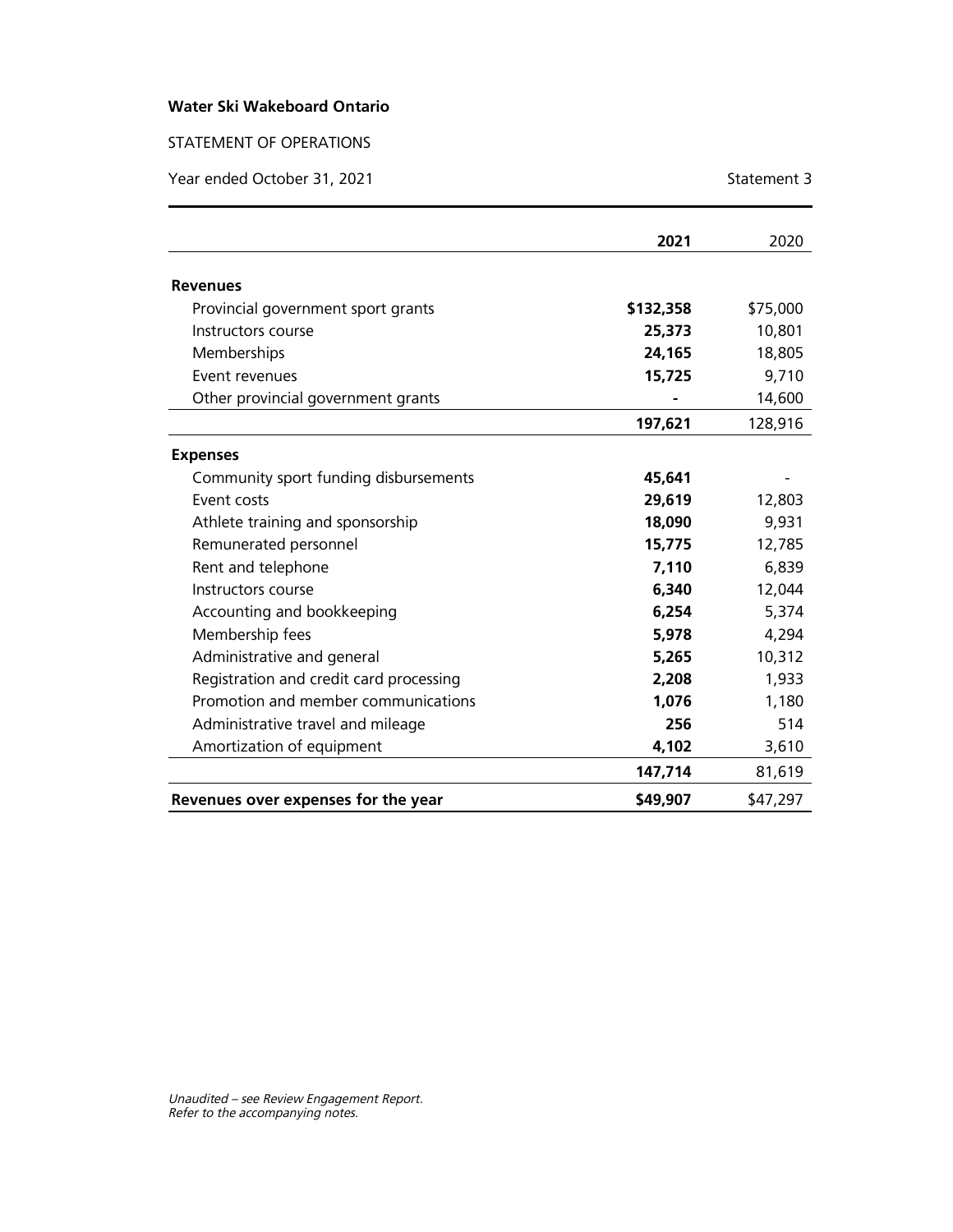**Water Ski Wakeboard Ontario**

STATEMENT OF OPERATIONS

Year ended October 31, 2021 — Statement 3

| | **2021** | 2020 |
|---|---|---|
| **Revenues** | | |
| Provincial government sport grants | **$132,358** | $75,000 |
| Instructors course | **25,373** | 10,801 |
| Memberships | **24,165** | 18,805 |
| Event revenues | **15,725** | 9,710 |
| Other provincial government grants | **-** | 14,600 |
| | **197,621** | 128,916 |
| **Expenses** | | |
| Community sport funding disbursements | **45,641** | - |
| Event costs | **29,619** | 12,803 |
| Athlete training and sponsorship | **18,090** | 9,931 |
| Remunerated personnel | **15,775** | 12,785 |
| Rent and telephone | **7,110** | 6,839 |
| Instructors course | **6,340** | 12,044 |
| Accounting and bookkeeping | **6,254** | 5,374 |
| Membership fees | **5,978** | 4,294 |
| Administrative and general | **5,265** | 10,312 |
| Registration and credit card processing | **2,208** | 1,933 |
| Promotion and member communications | **1,076** | 1,180 |
| Administrative travel and mileage | **256** | 514 |
| Amortization of equipment | **4,102** | 3,610 |
| | **147,714** | 81,619 |
| **Revenues over expenses for the year** | **$49,907** | $47,297 |

*Unaudited – see Review Engagement Report.*
*Refer to the accompanying notes.*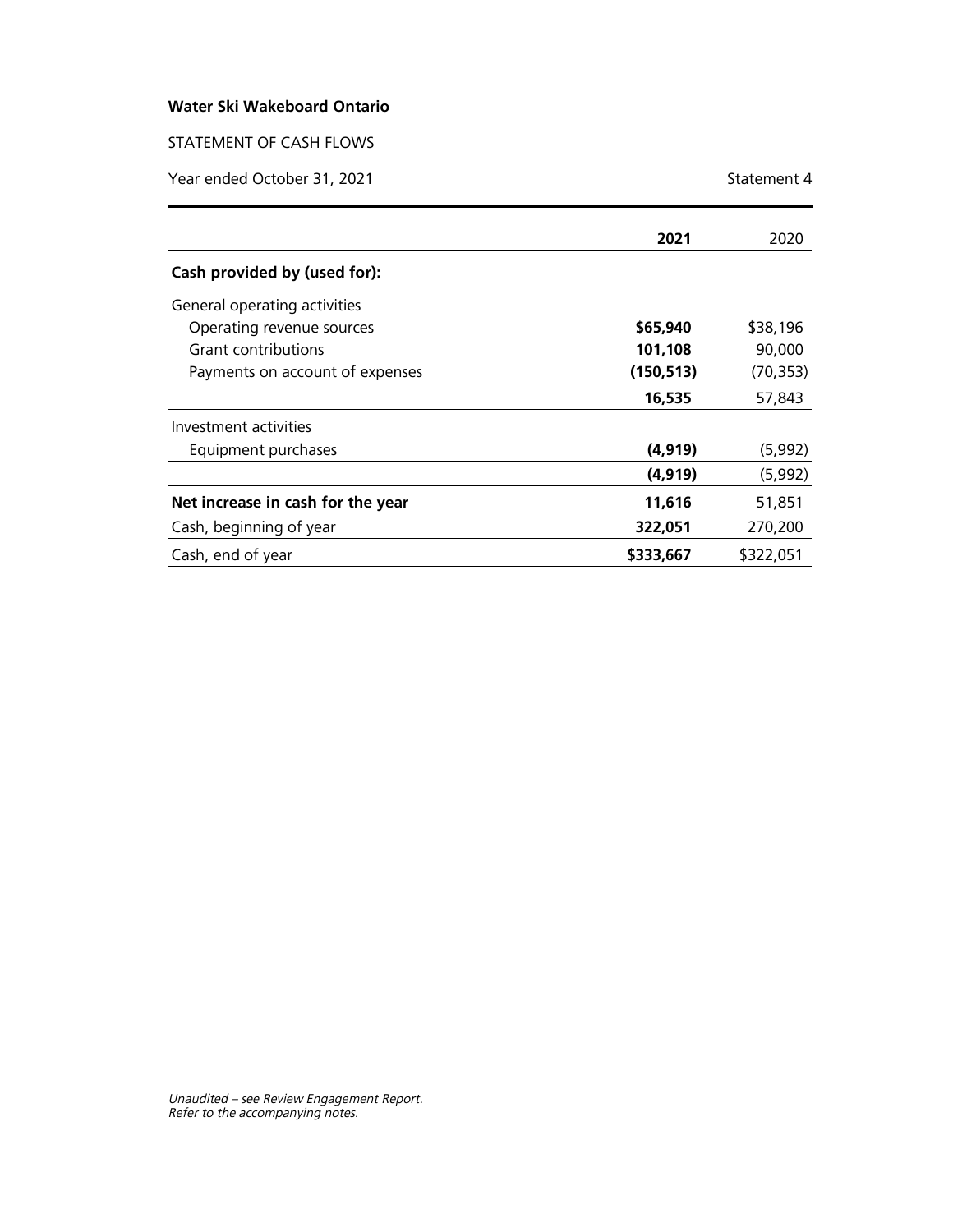**Water Ski Wakeboard Ontario**

STATEMENT OF CASH FLOWS

Year ended October 31, 2021 Statement 4

| | **2021** | 2020 |
|---|---|---|
| **Cash provided by (used for):** | | |
| General operating activities | | |
| Operating revenue sources | **$65,940** | $38,196 |
| Grant contributions | **101,108** | 90,000 |
| Payments on account of expenses | **(150,513)** | (70,353) |
| | **16,535** | 57,843 |
| Investment activities | | |
| Equipment purchases | **(4,919)** | (5,992) |
| | **(4,919)** | (5,992) |
| **Net increase in cash for the year** | **11,616** | 51,851 |
| Cash, beginning of year | **322,051** | 270,200 |
| Cash, end of year | **$333,667** | $322,051 |

*Unaudited – see Review Engagement Report.*
*Refer to the accompanying notes.*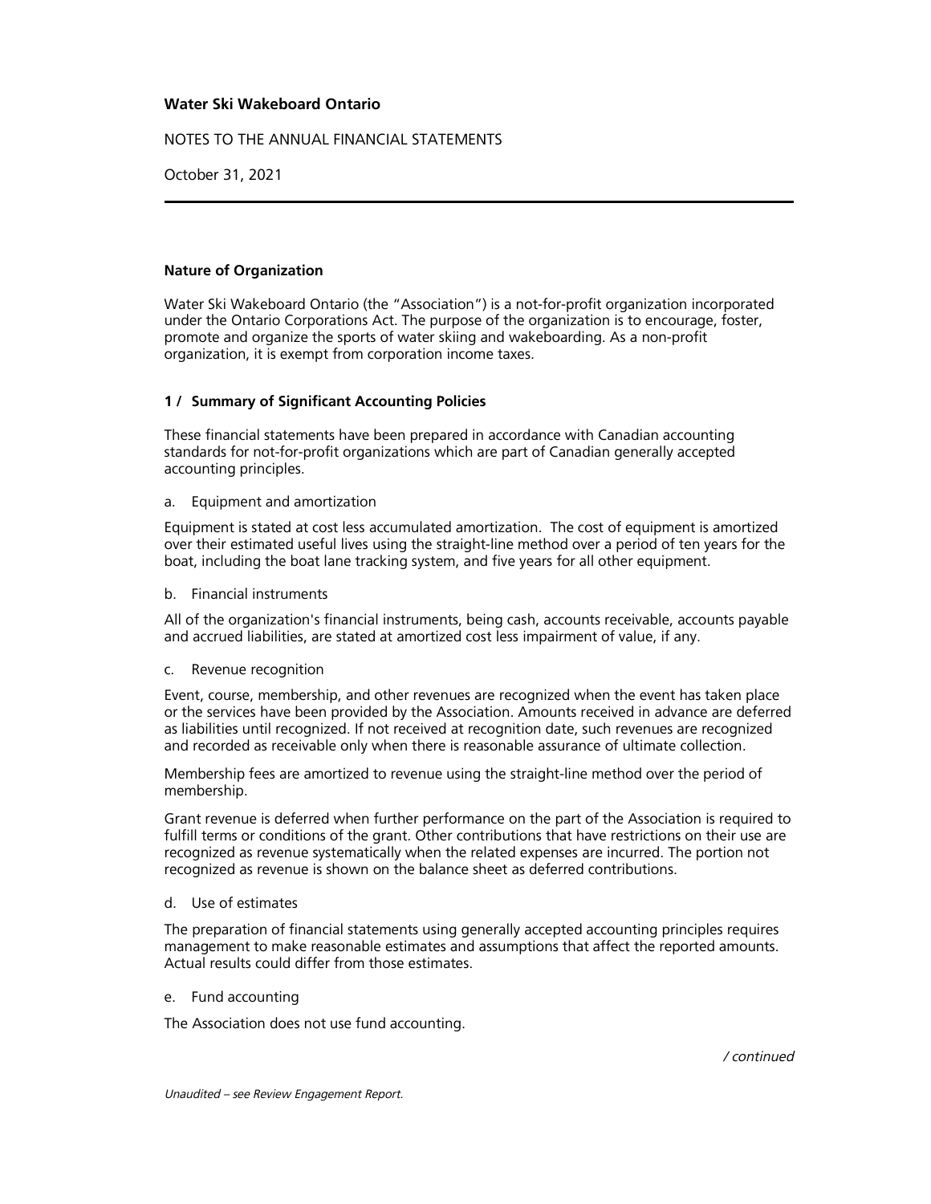**Water Ski Wakeboard Ontario**

NOTES TO THE ANNUAL FINANCIAL STATEMENTS

October 31, 2021

---

**Nature of Organization**

Water Ski Wakeboard Ontario (the "Association") is a not-for-profit organization incorporated under the Ontario Corporations Act. The purpose of the organization is to encourage, foster, promote and organize the sports of water skiing and wakeboarding. As a non-profit organization, it is exempt from corporation income taxes.

**1 / Summary of Significant Accounting Policies**

These financial statements have been prepared in accordance with Canadian accounting standards for not-for-profit organizations which are part of Canadian generally accepted accounting principles.

a. Equipment and amortization

Equipment is stated at cost less accumulated amortization. The cost of equipment is amortized over their estimated useful lives using the straight-line method over a period of ten years for the boat, including the boat lane tracking system, and five years for all other equipment.

b. Financial instruments

All of the organization's financial instruments, being cash, accounts receivable, accounts payable and accrued liabilities, are stated at amortized cost less impairment of value, if any.

c. Revenue recognition

Event, course, membership, and other revenues are recognized when the event has taken place or the services have been provided by the Association. Amounts received in advance are deferred as liabilities until recognized. If not received at recognition date, such revenues are recognized and recorded as receivable only when there is reasonable assurance of ultimate collection.

Membership fees are amortized to revenue using the straight-line method over the period of membership.

Grant revenue is deferred when further performance on the part of the Association is required to fulfill terms or conditions of the grant. Other contributions that have restrictions on their use are recognized as revenue systematically when the related expenses are incurred. The portion not recognized as revenue is shown on the balance sheet as deferred contributions.

d. Use of estimates

The preparation of financial statements using generally accepted accounting principles requires management to make reasonable estimates and assumptions that affect the reported amounts. Actual results could differ from those estimates.

e. Fund accounting

The Association does not use fund accounting.

*/ continued*

*Unaudited – see Review Engagement Report.*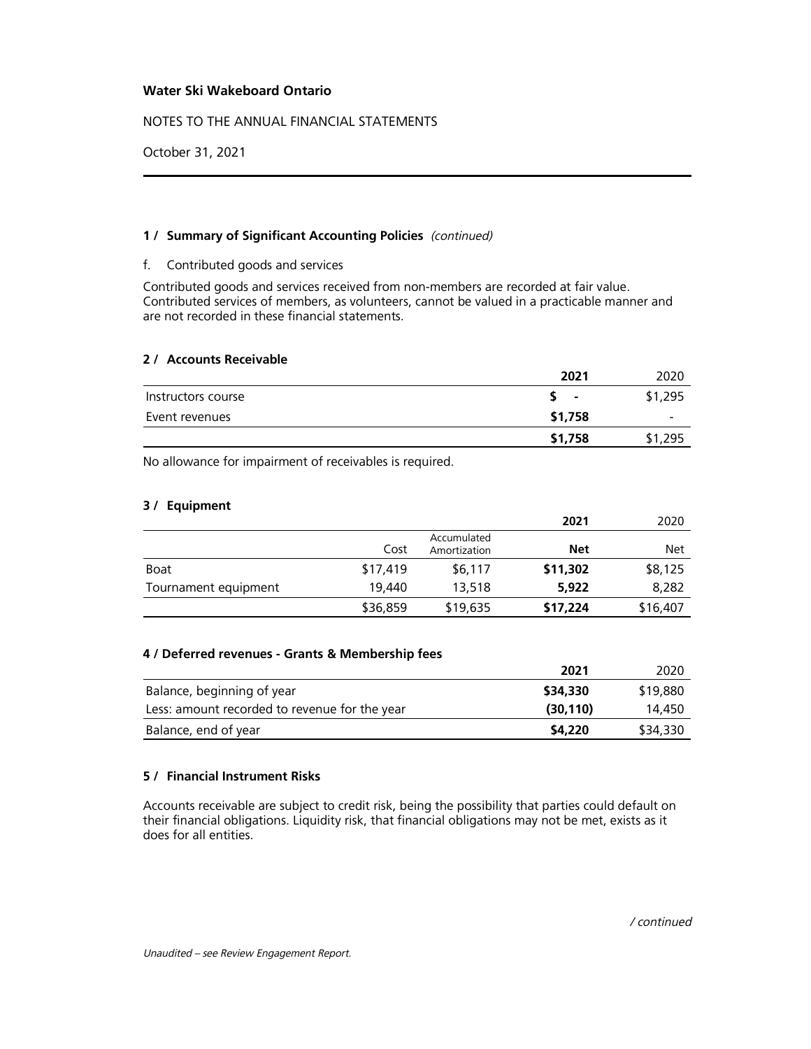**Water Ski Wakeboard Ontario**

NOTES TO THE ANNUAL FINANCIAL STATEMENTS

October 31, 2021

**1 / Summary of Significant Accounting Policies** *(continued)*

f. Contributed goods and services

Contributed goods and services received from non-members are recorded at fair value. Contributed services of members, as volunteers, cannot be valued in a practicable manner and are not recorded in these financial statements.

**2 / Accounts Receivable**

| | **2021** | 2020 |
|---|---|---|
| Instructors course | **$ -** | $1,295 |
| Event revenues | **$1,758** | - |
| | **$1,758** | $1,295 |

No allowance for impairment of receivables is required.

**3 / Equipment**

| | | | **2021** | 2020 |
|---|---|---|---|---|
| | Cost | Accumulated Amortization | **Net** | Net |
| Boat | $17,419 | $6,117 | **$11,302** | $8,125 |
| Tournament equipment | 19,440 | 13,518 | **5,922** | 8,282 |
| | $36,859 | $19,635 | **$17,224** | $16,407 |

**4 / Deferred revenues - Grants & Membership fees**

| | **2021** | 2020 |
|---|---|---|
| Balance, beginning of year | **$34,330** | $19,880 |
| Less: amount recorded to revenue for the year | **(30,110)** | 14,450 |
| Balance, end of year | **$4,220** | $34,330 |

**5 / Financial Instrument Risks**

Accounts receivable are subject to credit risk, being the possibility that parties could default on their financial obligations. Liquidity risk, that financial obligations may not be met, exists as it does for all entities.

*/ continued*

*Unaudited – see Review Engagement Report.*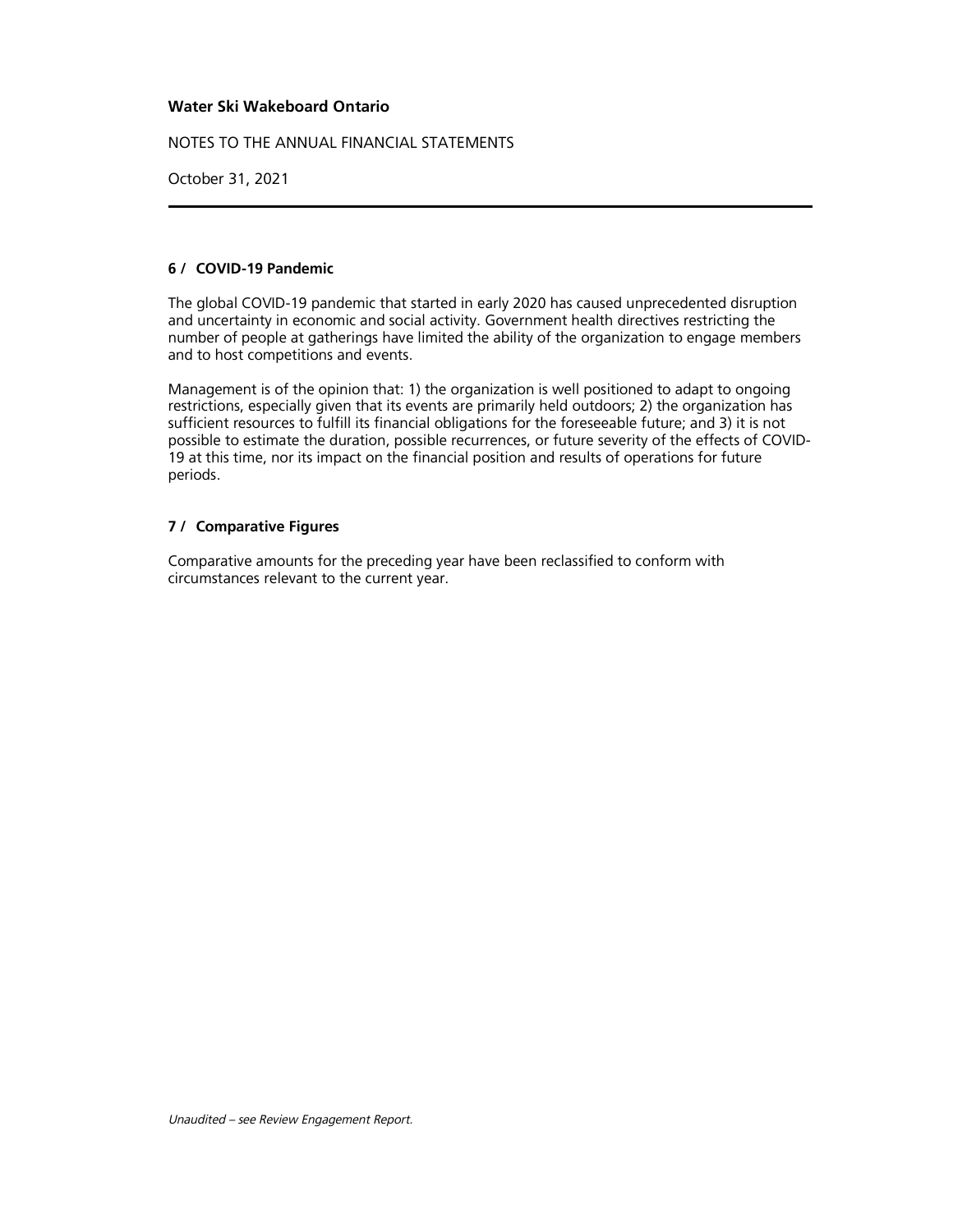## 6 / COVID-19 Pandemic

The global COVID-19 pandemic that started in early 2020 has caused unprecedented disruption and uncertainty in economic and social activity. Government health directives restricting the number of people at gatherings have limited the ability of the organization to engage members and to host competitions and events.

Management is of the opinion that: 1) the organization is well positioned to adapt to ongoing restrictions, especially given that its events are primarily held outdoors; 2) the organization has sufficient resources to fulfill its financial obligations for the foreseeable future; and 3) it is not possible to estimate the duration, possible recurrences, or future severity of the effects of COVID-19 at this time, nor its impact on the financial position and results of operations for future periods.

## 7 / Comparative Figures

Comparative amounts for the preceding year have been reclassified to conform with circumstances relevant to the current year.